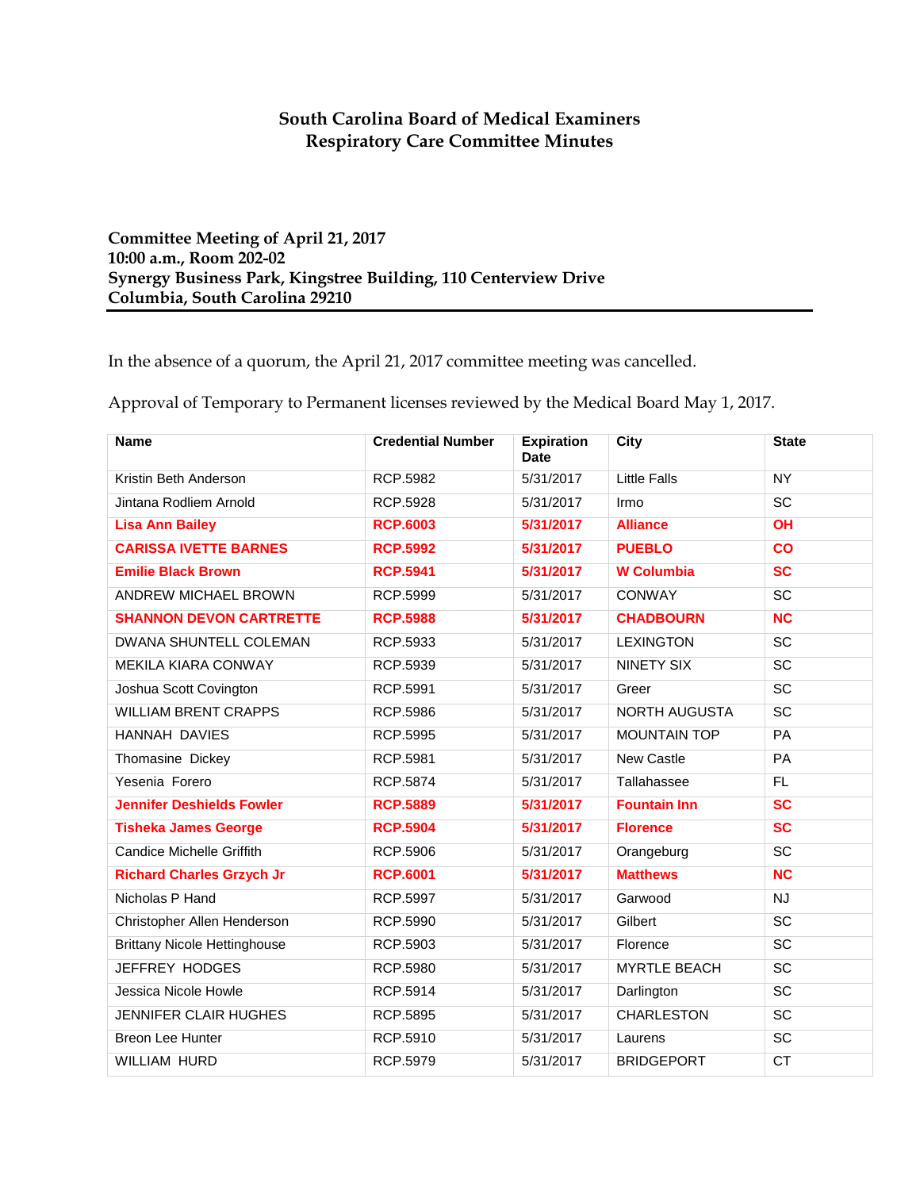# South Carolina Board of Medical Examiners
## Respiratory Care Committee Minutes

**Committee Meeting of April 21, 2017**
**10:00 a.m., Room 202-02**
**Synergy Business Park, Kingstree Building, 110 Centerview Drive**
**Columbia, South Carolina 29210**

In the absence of a quorum, the April 21, 2017 committee meeting was cancelled.

Approval of Temporary to Permanent licenses reviewed by the Medical Board May 1, 2017.

| Name | Credential Number | Expiration Date | City | State |
|---|---|---|---|---|
| Kristin Beth Anderson | RCP.5982 | 5/31/2017 | Little Falls | NY |
| Jintana Rodliem Arnold | RCP.5928 | 5/31/2017 | Irmo | SC |
| **Lisa Ann Bailey** | **RCP.6003** | **5/31/2017** | **Alliance** | **OH** |
| **CARISSA IVETTE BARNES** | **RCP.5992** | **5/31/2017** | **PUEBLO** | **CO** |
| **Emilie Black Brown** | **RCP.5941** | **5/31/2017** | **W Columbia** | **SC** |
| ANDREW MICHAEL BROWN | RCP.5999 | 5/31/2017 | CONWAY | SC |
| **SHANNON DEVON CARTRETTE** | **RCP.5988** | **5/31/2017** | **CHADBOURN** | **NC** |
| DWANA SHUNTELL COLEMAN | RCP.5933 | 5/31/2017 | LEXINGTON | SC |
| MEKILA KIARA CONWAY | RCP.5939 | 5/31/2017 | NINETY SIX | SC |
| Joshua Scott Covington | RCP.5991 | 5/31/2017 | Greer | SC |
| WILLIAM BRENT CRAPPS | RCP.5986 | 5/31/2017 | NORTH AUGUSTA | SC |
| HANNAH DAVIES | RCP.5995 | 5/31/2017 | MOUNTAIN TOP | PA |
| Thomasine Dickey | RCP.5981 | 5/31/2017 | New Castle | PA |
| Yesenia Forero | RCP.5874 | 5/31/2017 | Tallahassee | FL |
| **Jennifer Deshields Fowler** | **RCP.5889** | **5/31/2017** | **Fountain Inn** | **SC** |
| **Tisheka James George** | **RCP.5904** | **5/31/2017** | **Florence** | **SC** |
| Candice Michelle Griffith | RCP.5906 | 5/31/2017 | Orangeburg | SC |
| **Richard Charles Grzych Jr** | **RCP.6001** | **5/31/2017** | **Matthews** | **NC** |
| Nicholas P Hand | RCP.5997 | 5/31/2017 | Garwood | NJ |
| Christopher Allen Henderson | RCP.5990 | 5/31/2017 | Gilbert | SC |
| Brittany Nicole Hettinghouse | RCP.5903 | 5/31/2017 | Florence | SC |
| JEFFREY HODGES | RCP.5980 | 5/31/2017 | MYRTLE BEACH | SC |
| Jessica Nicole Howle | RCP.5914 | 5/31/2017 | Darlington | SC |
| JENNIFER CLAIR HUGHES | RCP.5895 | 5/31/2017 | CHARLESTON | SC |
| Breon Lee Hunter | RCP.5910 | 5/31/2017 | Laurens | SC |
| WILLIAM HURD | RCP.5979 | 5/31/2017 | BRIDGEPORT | CT |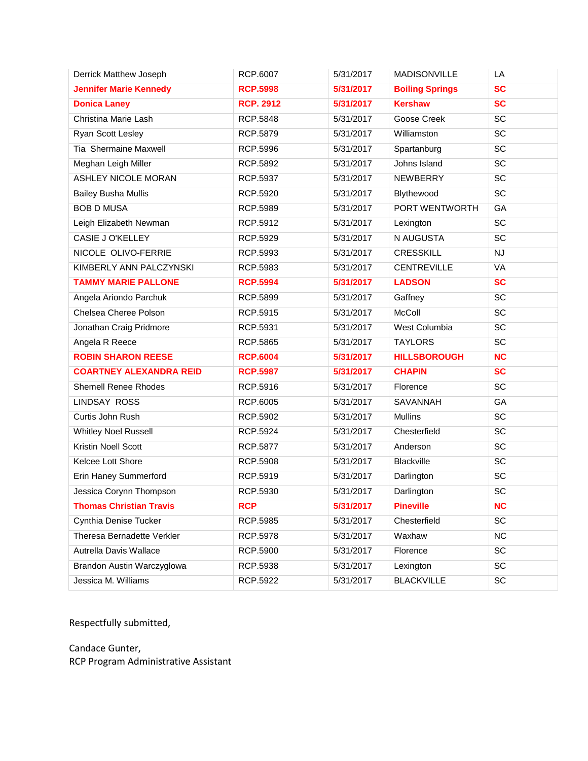| | | | | |
|---|---|---|---|---|
| Derrick Matthew Joseph | RCP.6007 | 5/31/2017 | MADISONVILLE | LA |
| **Jennifer Marie Kennedy** | **RCP.5998** | **5/31/2017** | **Boiling Springs** | **SC** |
| **Donica Laney** | **RCP. 2912** | **5/31/2017** | **Kershaw** | **SC** |
| Christina Marie Lash | RCP.5848 | 5/31/2017 | Goose Creek | SC |
| Ryan Scott Lesley | RCP.5879 | 5/31/2017 | Williamston | SC |
| Tia Shermaine Maxwell | RCP.5996 | 5/31/2017 | Spartanburg | SC |
| Meghan Leigh Miller | RCP.5892 | 5/31/2017 | Johns Island | SC |
| ASHLEY NICOLE MORAN | RCP.5937 | 5/31/2017 | NEWBERRY | SC |
| Bailey Busha Mullis | RCP.5920 | 5/31/2017 | Blythewood | SC |
| BOB D MUSA | RCP.5989 | 5/31/2017 | PORT WENTWORTH | GA |
| Leigh Elizabeth Newman | RCP.5912 | 5/31/2017 | Lexington | SC |
| CASIE J O'KELLEY | RCP.5929 | 5/31/2017 | N AUGUSTA | SC |
| NICOLE OLIVO-FERRIE | RCP.5993 | 5/31/2017 | CRESSKILL | NJ |
| KIMBERLY ANN PALCZYNSKI | RCP.5983 | 5/31/2017 | CENTREVILLE | VA |
| **TAMMY MARIE PALLONE** | **RCP.5994** | **5/31/2017** | **LADSON** | **SC** |
| Angela Ariondo Parchuk | RCP.5899 | 5/31/2017 | Gaffney | SC |
| Chelsea Cheree Polson | RCP.5915 | 5/31/2017 | McColl | SC |
| Jonathan Craig Pridmore | RCP.5931 | 5/31/2017 | West Columbia | SC |
| Angela R Reece | RCP.5865 | 5/31/2017 | TAYLORS | SC |
| **ROBIN SHARON REESE** | **RCP.6004** | **5/31/2017** | **HILLSBOROUGH** | **NC** |
| **COARTNEY ALEXANDRA REID** | **RCP.5987** | **5/31/2017** | **CHAPIN** | **SC** |
| Shemell Renee Rhodes | RCP.5916 | 5/31/2017 | Florence | SC |
| LINDSAY ROSS | RCP.6005 | 5/31/2017 | SAVANNAH | GA |
| Curtis John Rush | RCP.5902 | 5/31/2017 | Mullins | SC |
| Whitley Noel Russell | RCP.5924 | 5/31/2017 | Chesterfield | SC |
| Kristin Noell Scott | RCP.5877 | 5/31/2017 | Anderson | SC |
| Kelcee Lott Shore | RCP.5908 | 5/31/2017 | Blackville | SC |
| Erin Haney Summerford | RCP.5919 | 5/31/2017 | Darlington | SC |
| Jessica Corynn Thompson | RCP.5930 | 5/31/2017 | Darlington | SC |
| **Thomas Christian Travis** | **RCP** | **5/31/2017** | **Pineville** | **NC** |
| Cynthia Denise Tucker | RCP.5985 | 5/31/2017 | Chesterfield | SC |
| Theresa Bernadette Verkler | RCP.5978 | 5/31/2017 | Waxhaw | NC |
| Autrella Davis Wallace | RCP.5900 | 5/31/2017 | Florence | SC |
| Brandon Austin Warczyglowa | RCP.5938 | 5/31/2017 | Lexington | SC |
| Jessica M. Williams | RCP.5922 | 5/31/2017 | BLACKVILLE | SC |

Respectfully submitted,

Candace Gunter,
RCP Program Administrative Assistant